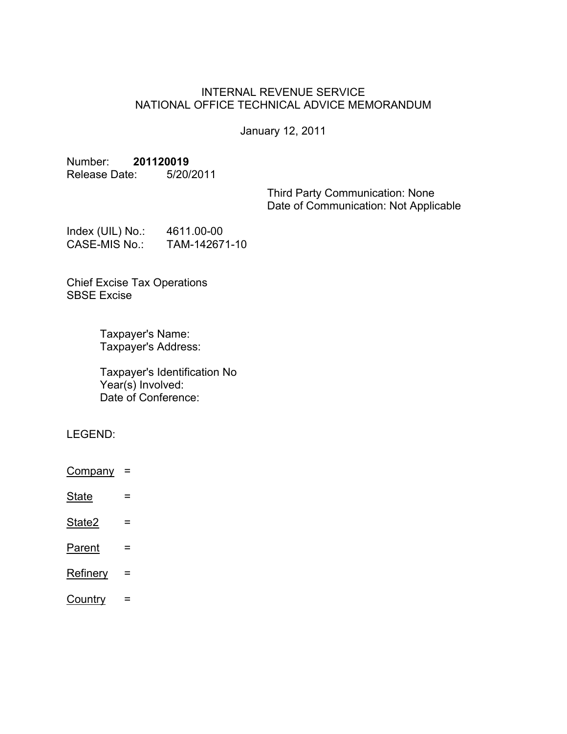INTERNAL REVENUE SERVICE
NATIONAL OFFICE TECHNICAL ADVICE MEMORANDUM

January 12, 2011

Number: **201120019**
Release Date: 5/20/2011

Third Party Communication: None
Date of Communication: Not Applicable

Index (UIL) No.: 4611.00-00
CASE-MIS No.: TAM-142671-10

Chief Excise Tax Operations
SBSE Excise

Taxpayer's Name:
Taxpayer's Address:

Taxpayer's Identification No
Year(s) Involved:
Date of Conference:

LEGEND:

Company =

State =

State2 =

Parent =

Refinery =

Country =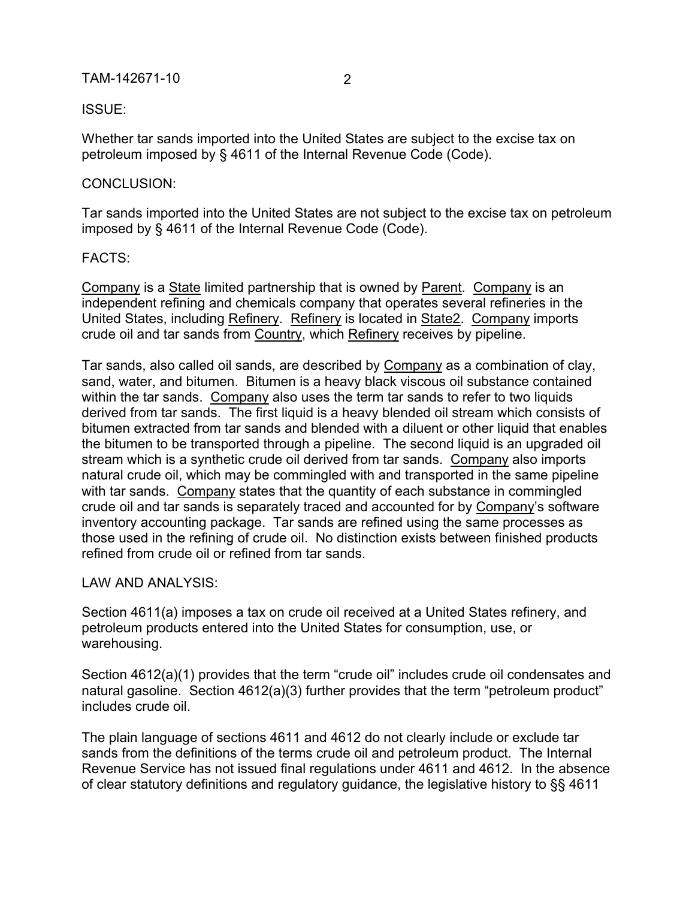ISSUE:

Whether tar sands imported into the United States are subject to the excise tax on petroleum imposed by § 4611 of the Internal Revenue Code (Code).

CONCLUSION:

Tar sands imported into the United States are not subject to the excise tax on petroleum imposed by § 4611 of the Internal Revenue Code (Code).

FACTS:

Company is a State limited partnership that is owned by Parent. Company is an independent refining and chemicals company that operates several refineries in the United States, including Refinery. Refinery is located in State2. Company imports crude oil and tar sands from Country, which Refinery receives by pipeline.

Tar sands, also called oil sands, are described by Company as a combination of clay, sand, water, and bitumen. Bitumen is a heavy black viscous oil substance contained within the tar sands. Company also uses the term tar sands to refer to two liquids derived from tar sands. The first liquid is a heavy blended oil stream which consists of bitumen extracted from tar sands and blended with a diluent or other liquid that enables the bitumen to be transported through a pipeline. The second liquid is an upgraded oil stream which is a synthetic crude oil derived from tar sands. Company also imports natural crude oil, which may be commingled with and transported in the same pipeline with tar sands. Company states that the quantity of each substance in commingled crude oil and tar sands is separately traced and accounted for by Company's software inventory accounting package. Tar sands are refined using the same processes as those used in the refining of crude oil. No distinction exists between finished products refined from crude oil or refined from tar sands.

LAW AND ANALYSIS:

Section 4611(a) imposes a tax on crude oil received at a United States refinery, and petroleum products entered into the United States for consumption, use, or warehousing.

Section 4612(a)(1) provides that the term "crude oil" includes crude oil condensates and natural gasoline. Section 4612(a)(3) further provides that the term "petroleum product" includes crude oil.

The plain language of sections 4611 and 4612 do not clearly include or exclude tar sands from the definitions of the terms crude oil and petroleum product. The Internal Revenue Service has not issued final regulations under 4611 and 4612. In the absence of clear statutory definitions and regulatory guidance, the legislative history to §§ 4611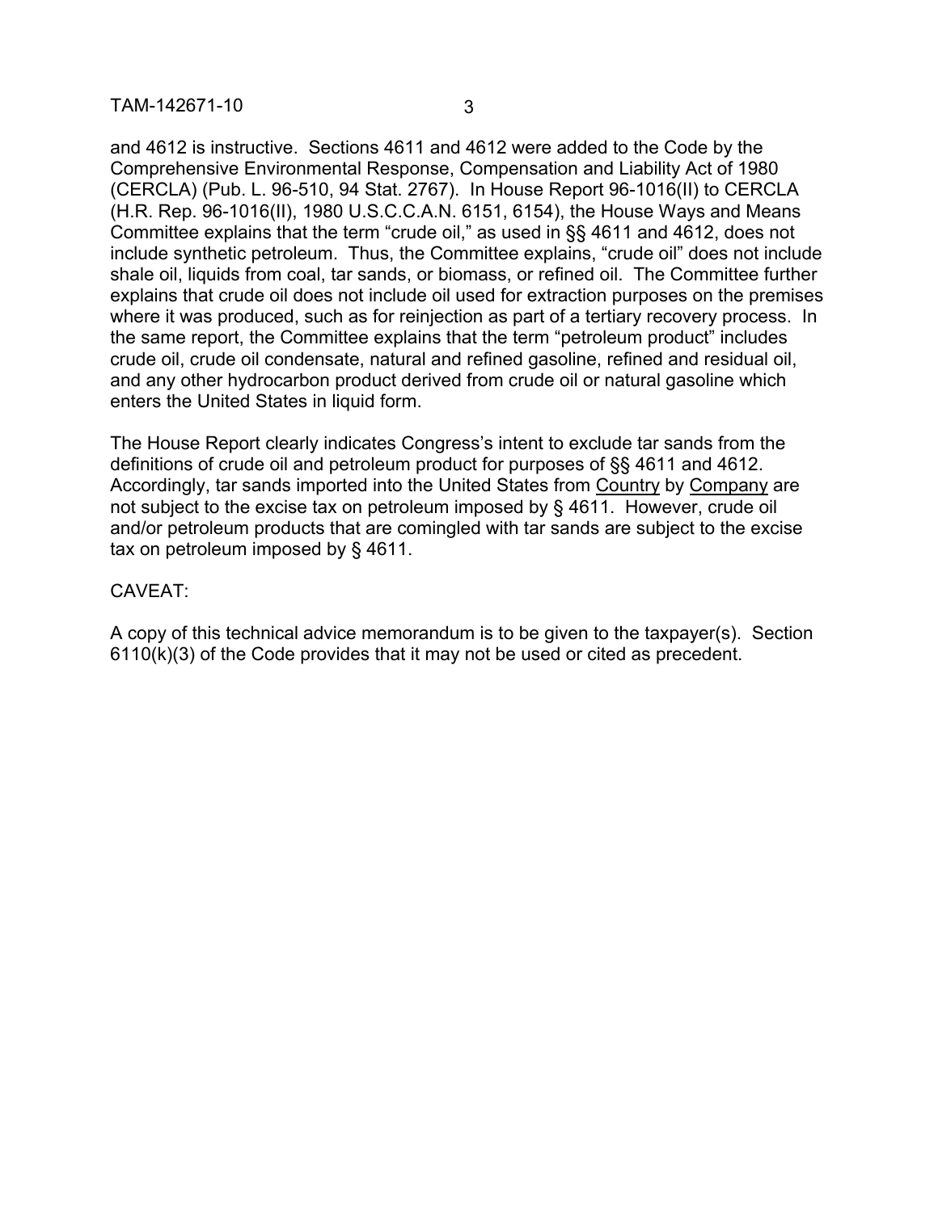and 4612 is instructive. Sections 4611 and 4612 were added to the Code by the Comprehensive Environmental Response, Compensation and Liability Act of 1980 (CERCLA) (Pub. L. 96-510, 94 Stat. 2767). In House Report 96-1016(II) to CERCLA (H.R. Rep. 96-1016(II), 1980 U.S.C.C.A.N. 6151, 6154), the House Ways and Means Committee explains that the term “crude oil,” as used in §§ 4611 and 4612, does not include synthetic petroleum. Thus, the Committee explains, “crude oil” does not include shale oil, liquids from coal, tar sands, or biomass, or refined oil. The Committee further explains that crude oil does not include oil used for extraction purposes on the premises where it was produced, such as for reinjection as part of a tertiary recovery process. In the same report, the Committee explains that the term “petroleum product” includes crude oil, crude oil condensate, natural and refined gasoline, refined and residual oil, and any other hydrocarbon product derived from crude oil or natural gasoline which enters the United States in liquid form.

The House Report clearly indicates Congress’s intent to exclude tar sands from the definitions of crude oil and petroleum product for purposes of §§ 4611 and 4612. Accordingly, tar sands imported into the United States from Country by Company are not subject to the excise tax on petroleum imposed by § 4611. However, crude oil and/or petroleum products that are comingled with tar sands are subject to the excise tax on petroleum imposed by § 4611.

CAVEAT:

A copy of this technical advice memorandum is to be given to the taxpayer(s). Section 6110(k)(3) of the Code provides that it may not be used or cited as precedent.